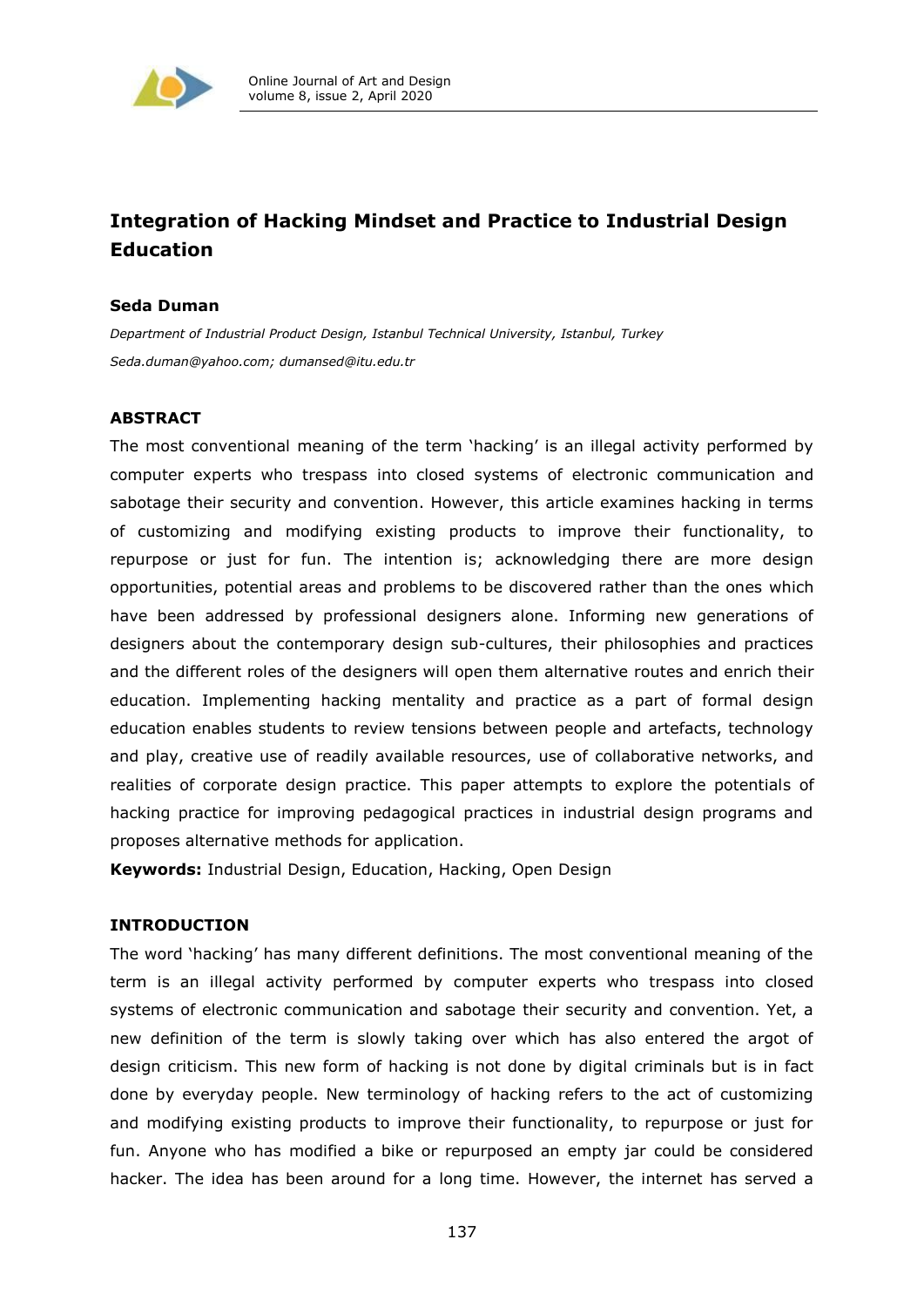# Integration of Hacking Mindset and Practice to Industrial Design Education

**Seda Duman**

*Department of Industrial Product Design, Istanbul Technical University, Istanbul, Turkey*

*Seda.duman@yahoo.com; dumansed@itu.edu.tr*

## ABSTRACT

The most conventional meaning of the term 'hacking' is an illegal activity performed by computer experts who trespass into closed systems of electronic communication and sabotage their security and convention. However, this article examines hacking in terms of customizing and modifying existing products to improve their functionality, to repurpose or just for fun. The intention is; acknowledging there are more design opportunities, potential areas and problems to be discovered rather than the ones which have been addressed by professional designers alone. Informing new generations of designers about the contemporary design sub-cultures, their philosophies and practices and the different roles of the designers will open them alternative routes and enrich their education. Implementing hacking mentality and practice as a part of formal design education enables students to review tensions between people and artefacts, technology and play, creative use of readily available resources, use of collaborative networks, and realities of corporate design practice. This paper attempts to explore the potentials of hacking practice for improving pedagogical practices in industrial design programs and proposes alternative methods for application.

**Keywords:** Industrial Design, Education, Hacking, Open Design

## INTRODUCTION

The word 'hacking' has many different definitions. The most conventional meaning of the term is an illegal activity performed by computer experts who trespass into closed systems of electronic communication and sabotage their security and convention. Yet, a new definition of the term is slowly taking over which has also entered the argot of design criticism. This new form of hacking is not done by digital criminals but is in fact done by everyday people. New terminology of hacking refers to the act of customizing and modifying existing products to improve their functionality, to repurpose or just for fun. Anyone who has modified a bike or repurposed an empty jar could be considered hacker. The idea has been around for a long time. However, the internet has served a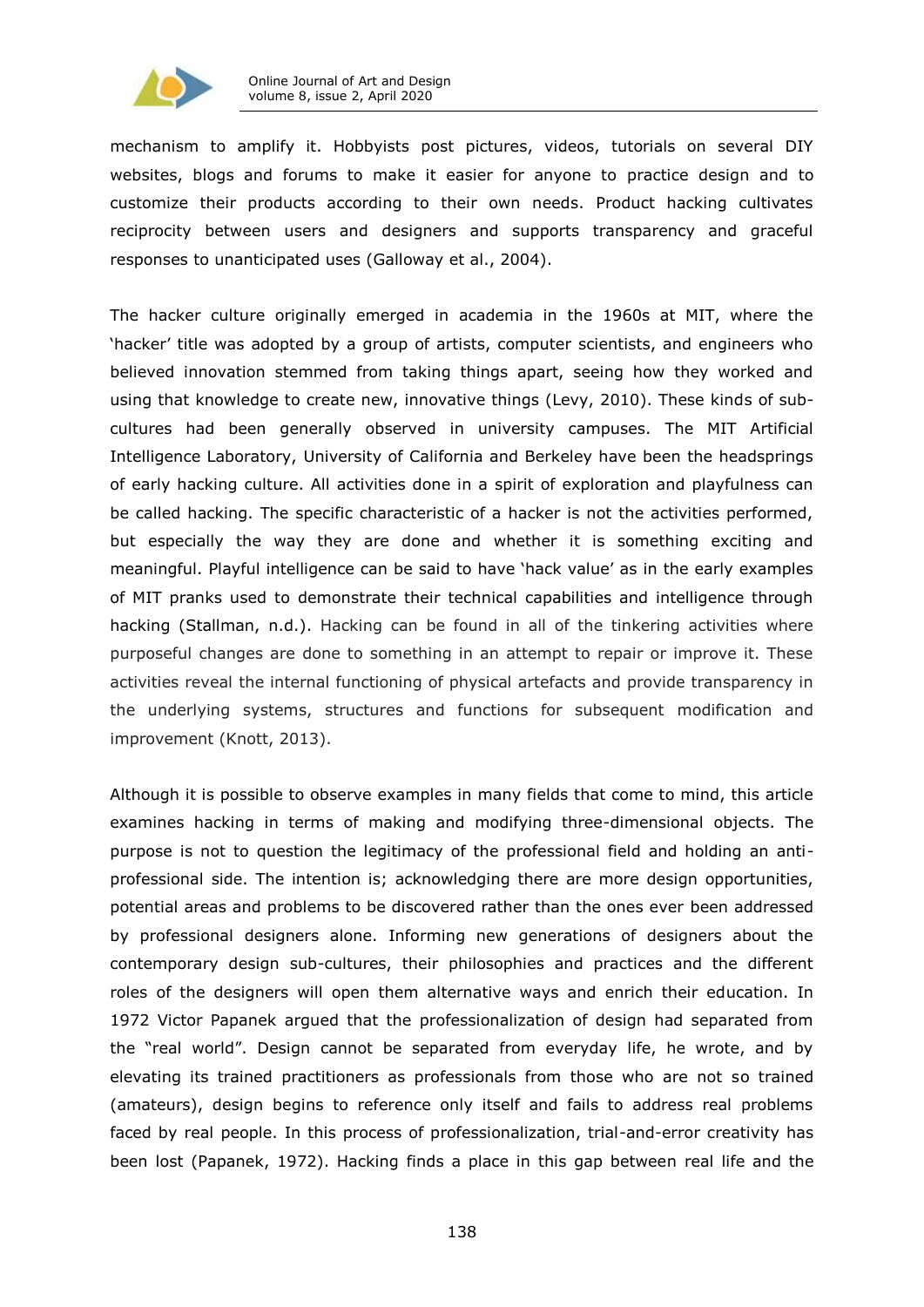mechanism to amplify it. Hobbyists post pictures, videos, tutorials on several DIY websites, blogs and forums to make it easier for anyone to practice design and to customize their products according to their own needs. Product hacking cultivates reciprocity between users and designers and supports transparency and graceful responses to unanticipated uses (Galloway et al., 2004).

The hacker culture originally emerged in academia in the 1960s at MIT, where the 'hacker' title was adopted by a group of artists, computer scientists, and engineers who believed innovation stemmed from taking things apart, seeing how they worked and using that knowledge to create new, innovative things (Levy, 2010). These kinds of sub-cultures had been generally observed in university campuses. The MIT Artificial Intelligence Laboratory, University of California and Berkeley have been the headsprings of early hacking culture. All activities done in a spirit of exploration and playfulness can be called hacking. The specific characteristic of a hacker is not the activities performed, but especially the way they are done and whether it is something exciting and meaningful. Playful intelligence can be said to have 'hack value' as in the early examples of MIT pranks used to demonstrate their technical capabilities and intelligence through hacking (Stallman, n.d.). Hacking can be found in all of the tinkering activities where purposeful changes are done to something in an attempt to repair or improve it. These activities reveal the internal functioning of physical artefacts and provide transparency in the underlying systems, structures and functions for subsequent modification and improvement (Knott, 2013).

Although it is possible to observe examples in many fields that come to mind, this article examines hacking in terms of making and modifying three-dimensional objects. The purpose is not to question the legitimacy of the professional field and holding an anti-professional side. The intention is; acknowledging there are more design opportunities, potential areas and problems to be discovered rather than the ones ever been addressed by professional designers alone. Informing new generations of designers about the contemporary design sub-cultures, their philosophies and practices and the different roles of the designers will open them alternative ways and enrich their education. In 1972 Victor Papanek argued that the professionalization of design had separated from the "real world". Design cannot be separated from everyday life, he wrote, and by elevating its trained practitioners as professionals from those who are not so trained (amateurs), design begins to reference only itself and fails to address real problems faced by real people. In this process of professionalization, trial-and-error creativity has been lost (Papanek, 1972). Hacking finds a place in this gap between real life and the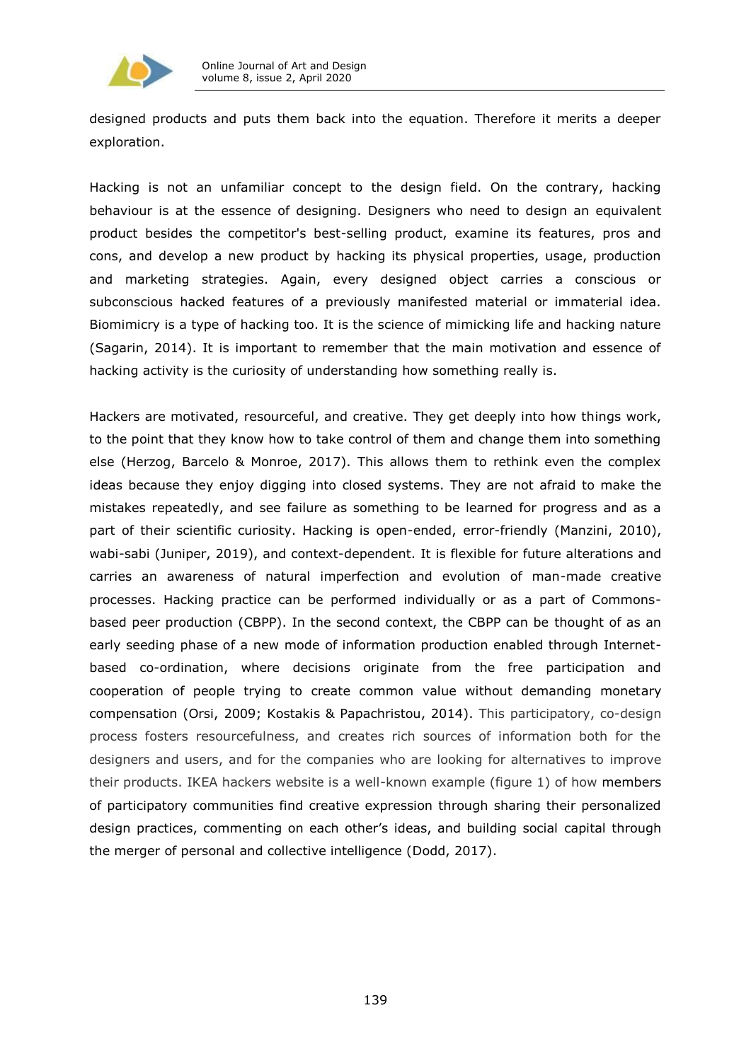designed products and puts them back into the equation. Therefore it merits a deeper exploration.

Hacking is not an unfamiliar concept to the design field. On the contrary, hacking behaviour is at the essence of designing. Designers who need to design an equivalent product besides the competitor's best-selling product, examine its features, pros and cons, and develop a new product by hacking its physical properties, usage, production and marketing strategies. Again, every designed object carries a conscious or subconscious hacked features of a previously manifested material or immaterial idea. Biomimicry is a type of hacking too. It is the science of mimicking life and hacking nature (Sagarin, 2014). It is important to remember that the main motivation and essence of hacking activity is the curiosity of understanding how something really is.

Hackers are motivated, resourceful, and creative. They get deeply into how things work, to the point that they know how to take control of them and change them into something else (Herzog, Barcelo & Monroe, 2017). This allows them to rethink even the complex ideas because they enjoy digging into closed systems. They are not afraid to make the mistakes repeatedly, and see failure as something to be learned for progress and as a part of their scientific curiosity. Hacking is open-ended, error-friendly (Manzini, 2010), wabi-sabi (Juniper, 2019), and context-dependent. It is flexible for future alterations and carries an awareness of natural imperfection and evolution of man-made creative processes. Hacking practice can be performed individually or as a part of Commons-based peer production (CBPP). In the second context, the CBPP can be thought of as an early seeding phase of a new mode of information production enabled through Internet-based co-ordination, where decisions originate from the free participation and cooperation of people trying to create common value without demanding monetary compensation (Orsi, 2009; Kostakis & Papachristou, 2014). This participatory, co-design process fosters resourcefulness, and creates rich sources of information both for the designers and users, and for the companies who are looking for alternatives to improve their products. IKEA hackers website is a well-known example (figure 1) of how members of participatory communities find creative expression through sharing their personalized design practices, commenting on each other's ideas, and building social capital through the merger of personal and collective intelligence (Dodd, 2017).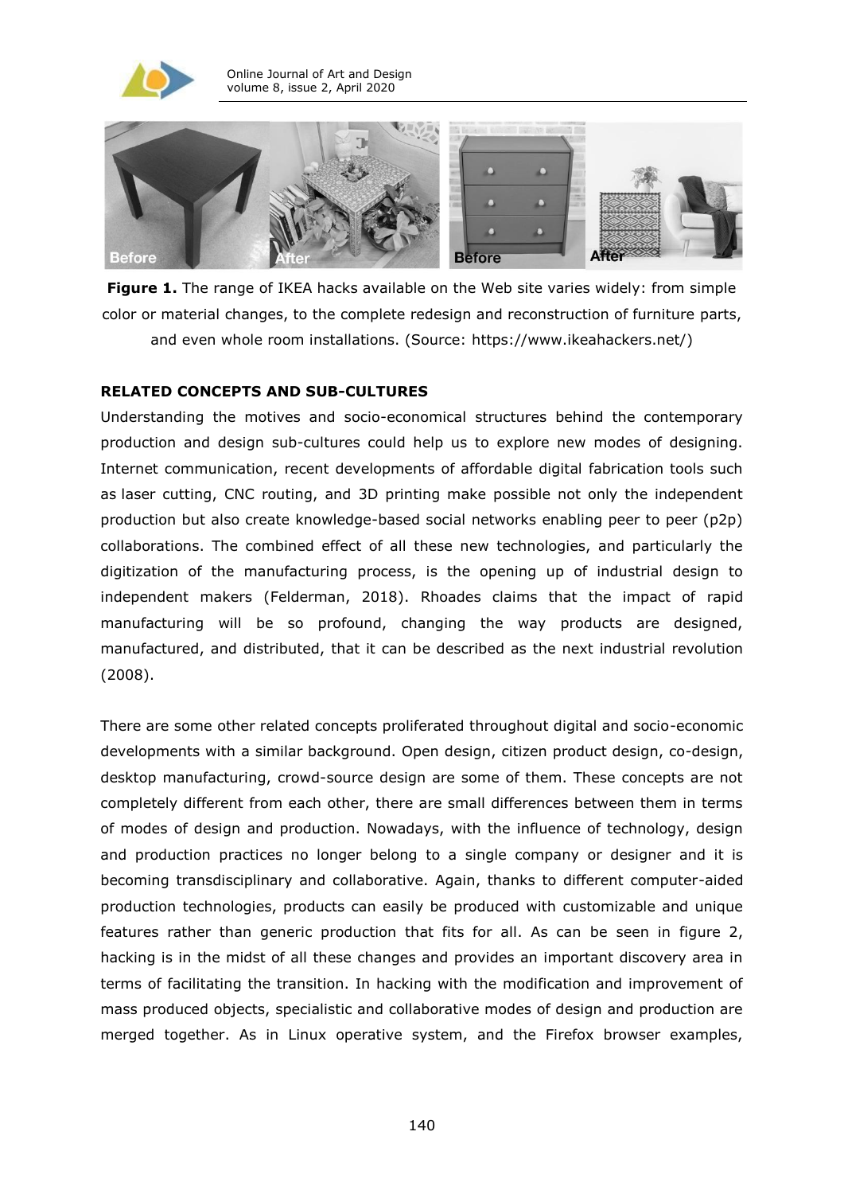**Figure 1.** The range of IKEA hacks available on the Web site varies widely: from simple color or material changes, to the complete redesign and reconstruction of furniture parts, and even whole room installations. (Source: https://www.ikeahackers.net/)

**RELATED CONCEPTS AND SUB-CULTURES**

Understanding the motives and socio-economical structures behind the contemporary production and design sub-cultures could help us to explore new modes of designing. Internet communication, recent developments of affordable digital fabrication tools such as laser cutting, CNC routing, and 3D printing make possible not only the independent production but also create knowledge-based social networks enabling peer to peer (p2p) collaborations. The combined effect of all these new technologies, and particularly the digitization of the manufacturing process, is the opening up of industrial design to independent makers (Felderman, 2018). Rhoades claims that the impact of rapid manufacturing will be so profound, changing the way products are designed, manufactured, and distributed, that it can be described as the next industrial revolution (2008).

There are some other related concepts proliferated throughout digital and socio-economic developments with a similar background. Open design, citizen product design, co-design, desktop manufacturing, crowd-source design are some of them. These concepts are not completely different from each other, there are small differences between them in terms of modes of design and production. Nowadays, with the influence of technology, design and production practices no longer belong to a single company or designer and it is becoming transdisciplinary and collaborative. Again, thanks to different computer-aided production technologies, products can easily be produced with customizable and unique features rather than generic production that fits for all. As can be seen in figure 2, hacking is in the midst of all these changes and provides an important discovery area in terms of facilitating the transition. In hacking with the modification and improvement of mass produced objects, specialistic and collaborative modes of design and production are merged together. As in Linux operative system, and the Firefox browser examples,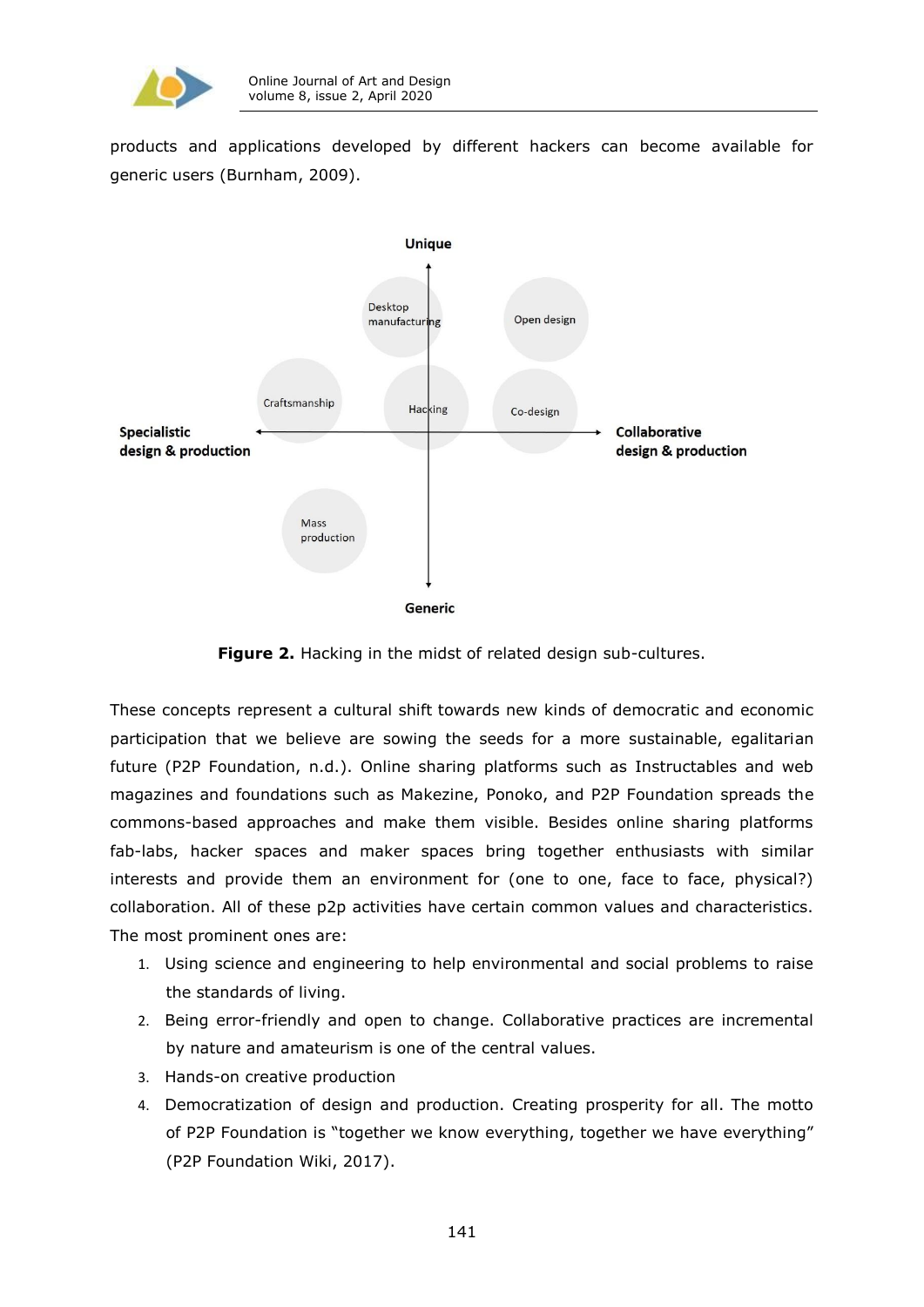products and applications developed by different hackers can become available for generic users (Burnham, 2009).

Unique

Desktop manufacturing

Open design

Craftsmanship

Hacking

Co-design

Specialistic design & production

Collaborative design & production

Mass production

Generic

**Figure 2.** Hacking in the midst of related design sub-cultures.

These concepts represent a cultural shift towards new kinds of democratic and economic participation that we believe are sowing the seeds for a more sustainable, egalitarian future (P2P Foundation, n.d.). Online sharing platforms such as Instructables and web magazines and foundations such as Makezine, Ponoko, and P2P Foundation spreads the commons-based approaches and make them visible. Besides online sharing platforms fab-labs, hacker spaces and maker spaces bring together enthusiasts with similar interests and provide them an environment for (one to one, face to face, physical?) collaboration. All of these p2p activities have certain common values and characteristics. The most prominent ones are:

1. Using science and engineering to help environmental and social problems to raise the standards of living.
2. Being error-friendly and open to change. Collaborative practices are incremental by nature and amateurism is one of the central values.
3. Hands-on creative production
4. Democratization of design and production. Creating prosperity for all. The motto of P2P Foundation is "together we know everything, together we have everything" (P2P Foundation Wiki, 2017).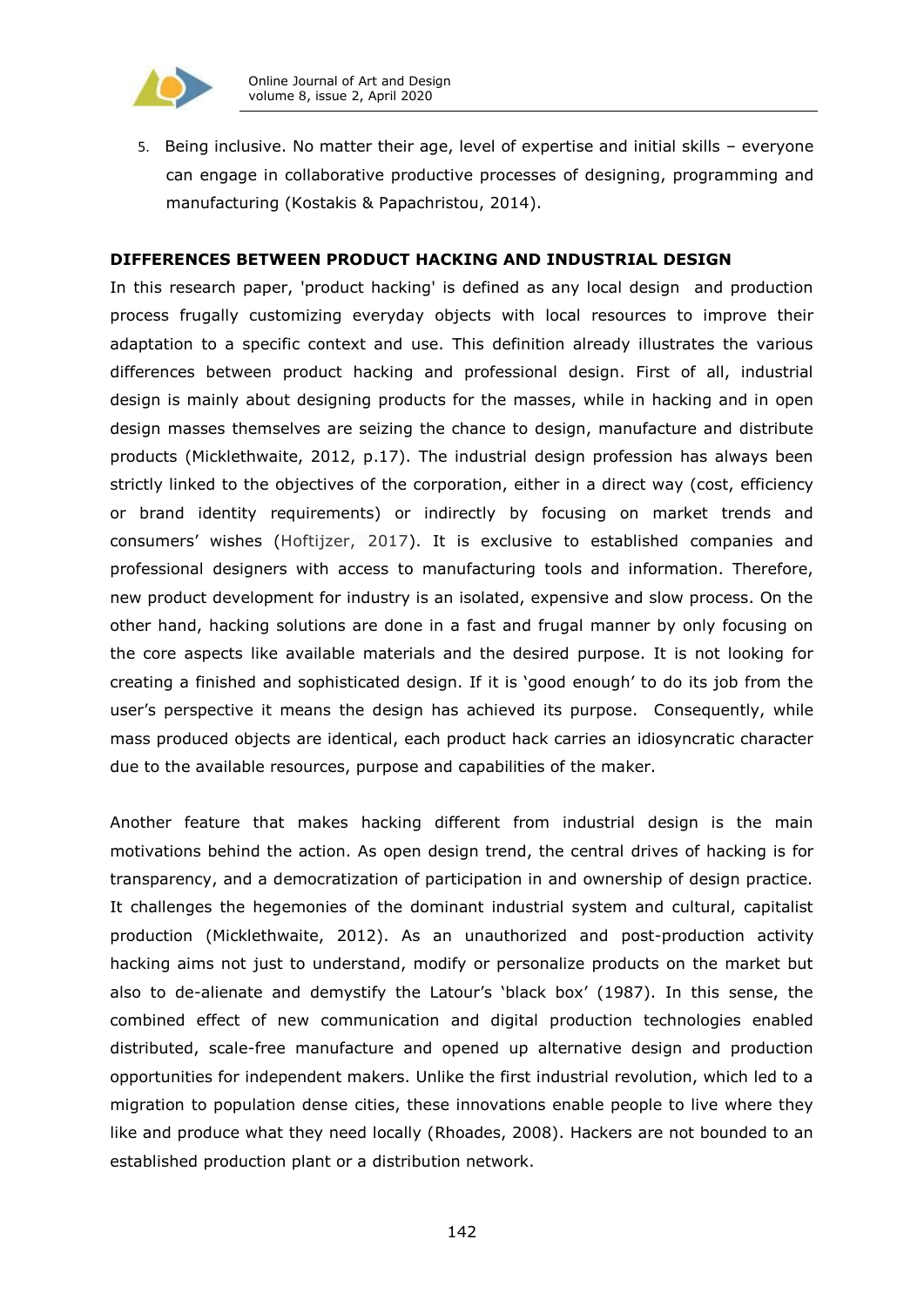5. Being inclusive. No matter their age, level of expertise and initial skills – everyone can engage in collaborative productive processes of designing, programming and manufacturing (Kostakis & Papachristou, 2014).

## DIFFERENCES BETWEEN PRODUCT HACKING AND INDUSTRIAL DESIGN

In this research paper, 'product hacking' is defined as any local design and production process frugally customizing everyday objects with local resources to improve their adaptation to a specific context and use. This definition already illustrates the various differences between product hacking and professional design. First of all, industrial design is mainly about designing products for the masses, while in hacking and in open design masses themselves are seizing the chance to design, manufacture and distribute products (Micklethwaite, 2012, p.17). The industrial design profession has always been strictly linked to the objectives of the corporation, either in a direct way (cost, efficiency or brand identity requirements) or indirectly by focusing on market trends and consumers' wishes (Hoftijzer, 2017). It is exclusive to established companies and professional designers with access to manufacturing tools and information. Therefore, new product development for industry is an isolated, expensive and slow process. On the other hand, hacking solutions are done in a fast and frugal manner by only focusing on the core aspects like available materials and the desired purpose. It is not looking for creating a finished and sophisticated design. If it is 'good enough' to do its job from the user's perspective it means the design has achieved its purpose. Consequently, while mass produced objects are identical, each product hack carries an idiosyncratic character due to the available resources, purpose and capabilities of the maker.

Another feature that makes hacking different from industrial design is the main motivations behind the action. As open design trend, the central drives of hacking is for transparency, and a democratization of participation in and ownership of design practice. It challenges the hegemonies of the dominant industrial system and cultural, capitalist production (Micklethwaite, 2012). As an unauthorized and post-production activity hacking aims not just to understand, modify or personalize products on the market but also to de-alienate and demystify the Latour's 'black box' (1987). In this sense, the combined effect of new communication and digital production technologies enabled distributed, scale-free manufacture and opened up alternative design and production opportunities for independent makers. Unlike the first industrial revolution, which led to a migration to population dense cities, these innovations enable people to live where they like and produce what they need locally (Rhoades, 2008). Hackers are not bounded to an established production plant or a distribution network.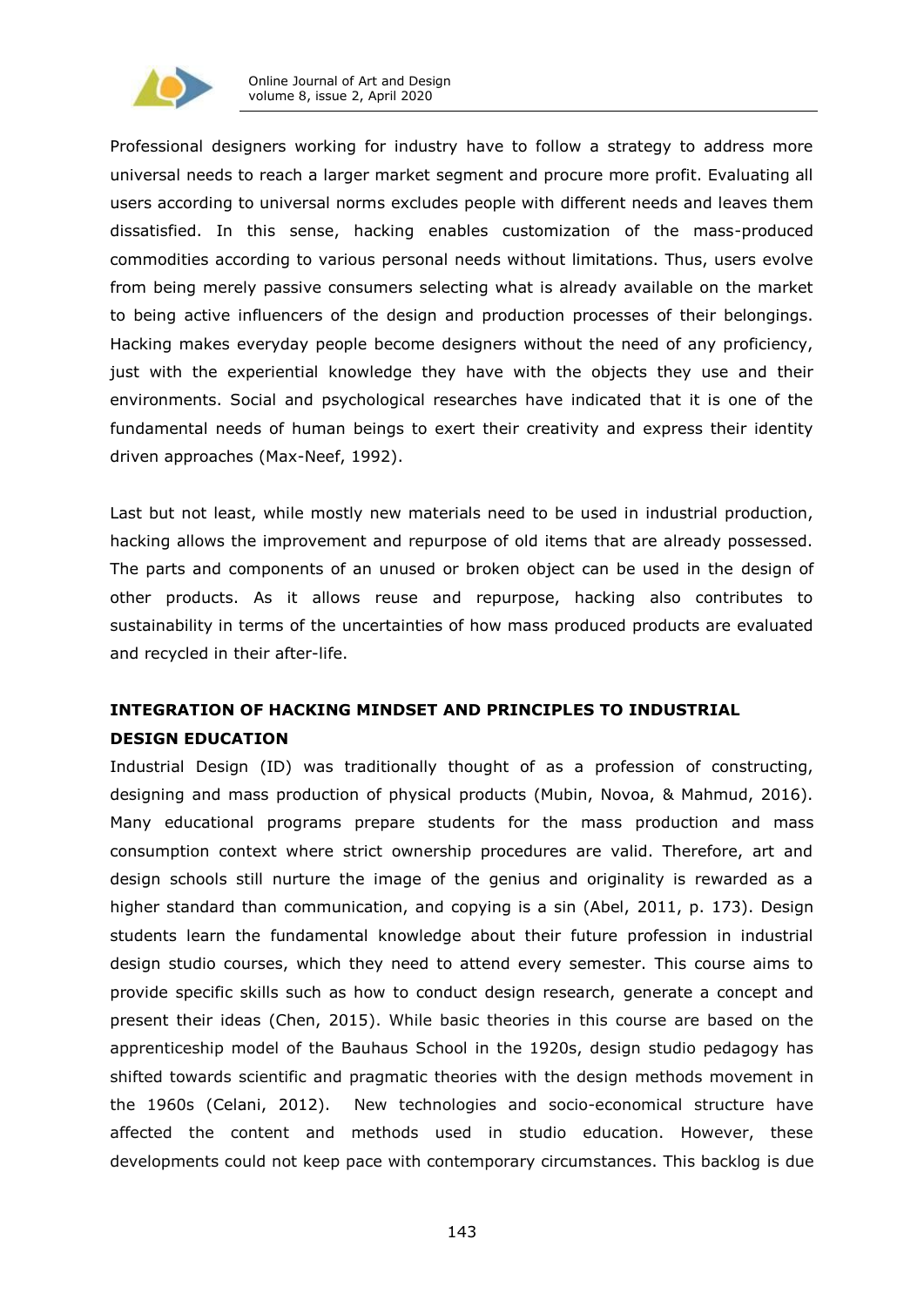Professional designers working for industry have to follow a strategy to address more universal needs to reach a larger market segment and procure more profit. Evaluating all users according to universal norms excludes people with different needs and leaves them dissatisfied. In this sense, hacking enables customization of the mass-produced commodities according to various personal needs without limitations. Thus, users evolve from being merely passive consumers selecting what is already available on the market to being active influencers of the design and production processes of their belongings. Hacking makes everyday people become designers without the need of any proficiency, just with the experiential knowledge they have with the objects they use and their environments. Social and psychological researches have indicated that it is one of the fundamental needs of human beings to exert their creativity and express their identity driven approaches (Max-Neef, 1992).

Last but not least, while mostly new materials need to be used in industrial production, hacking allows the improvement and repurpose of old items that are already possessed. The parts and components of an unused or broken object can be used in the design of other products. As it allows reuse and repurpose, hacking also contributes to sustainability in terms of the uncertainties of how mass produced products are evaluated and recycled in their after-life.

## INTEGRATION OF HACKING MINDSET AND PRINCIPLES TO INDUSTRIAL DESIGN EDUCATION

Industrial Design (ID) was traditionally thought of as a profession of constructing, designing and mass production of physical products (Mubin, Novoa, & Mahmud, 2016). Many educational programs prepare students for the mass production and mass consumption context where strict ownership procedures are valid. Therefore, art and design schools still nurture the image of the genius and originality is rewarded as a higher standard than communication, and copying is a sin (Abel, 2011, p. 173). Design students learn the fundamental knowledge about their future profession in industrial design studio courses, which they need to attend every semester. This course aims to provide specific skills such as how to conduct design research, generate a concept and present their ideas (Chen, 2015). While basic theories in this course are based on the apprenticeship model of the Bauhaus School in the 1920s, design studio pedagogy has shifted towards scientific and pragmatic theories with the design methods movement in the 1960s (Celani, 2012). New technologies and socio-economical structure have affected the content and methods used in studio education. However, these developments could not keep pace with contemporary circumstances. This backlog is due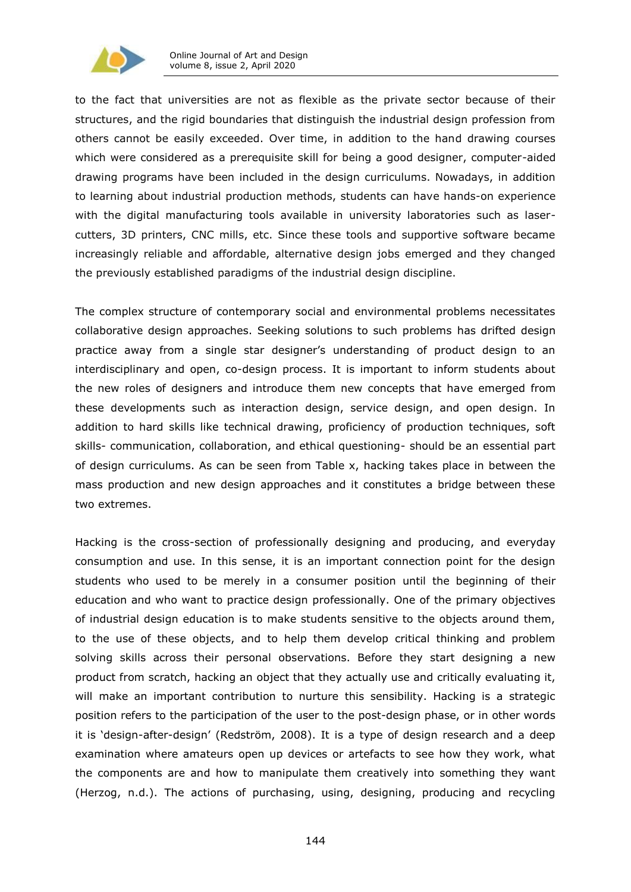to the fact that universities are not as flexible as the private sector because of their structures, and the rigid boundaries that distinguish the industrial design profession from others cannot be easily exceeded. Over time, in addition to the hand drawing courses which were considered as a prerequisite skill for being a good designer, computer-aided drawing programs have been included in the design curriculums. Nowadays, in addition to learning about industrial production methods, students can have hands-on experience with the digital manufacturing tools available in university laboratories such as laser-cutters, 3D printers, CNC mills, etc. Since these tools and supportive software became increasingly reliable and affordable, alternative design jobs emerged and they changed the previously established paradigms of the industrial design discipline.

The complex structure of contemporary social and environmental problems necessitates collaborative design approaches. Seeking solutions to such problems has drifted design practice away from a single star designer's understanding of product design to an interdisciplinary and open, co-design process. It is important to inform students about the new roles of designers and introduce them new concepts that have emerged from these developments such as interaction design, service design, and open design. In addition to hard skills like technical drawing, proficiency of production techniques, soft skills- communication, collaboration, and ethical questioning- should be an essential part of design curriculums. As can be seen from Table x, hacking takes place in between the mass production and new design approaches and it constitutes a bridge between these two extremes.

Hacking is the cross-section of professionally designing and producing, and everyday consumption and use. In this sense, it is an important connection point for the design students who used to be merely in a consumer position until the beginning of their education and who want to practice design professionally. One of the primary objectives of industrial design education is to make students sensitive to the objects around them, to the use of these objects, and to help them develop critical thinking and problem solving skills across their personal observations. Before they start designing a new product from scratch, hacking an object that they actually use and critically evaluating it, will make an important contribution to nurture this sensibility. Hacking is a strategic position refers to the participation of the user to the post-design phase, or in other words it is 'design-after-design' (Redström, 2008). It is a type of design research and a deep examination where amateurs open up devices or artefacts to see how they work, what the components are and how to manipulate them creatively into something they want (Herzog, n.d.). The actions of purchasing, using, designing, producing and recycling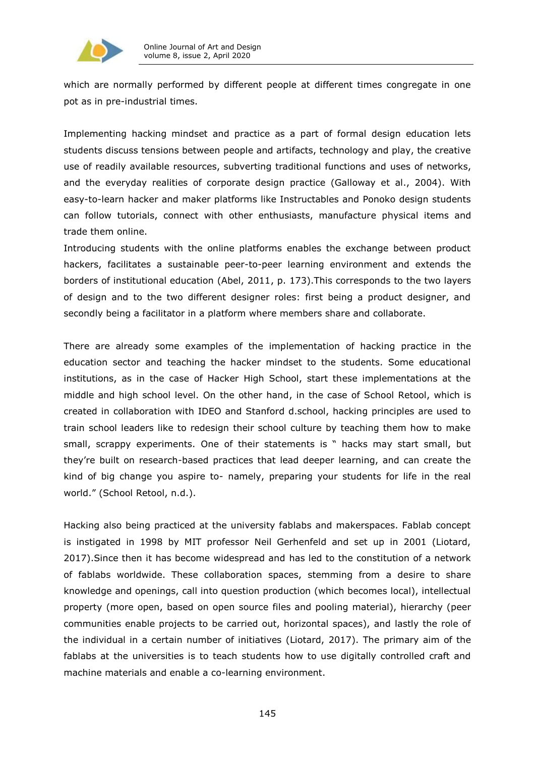which are normally performed by different people at different times congregate in one pot as in pre-industrial times.

Implementing hacking mindset and practice as a part of formal design education lets students discuss tensions between people and artifacts, technology and play, the creative use of readily available resources, subverting traditional functions and uses of networks, and the everyday realities of corporate design practice (Galloway et al., 2004). With easy-to-learn hacker and maker platforms like Instructables and Ponoko design students can follow tutorials, connect with other enthusiasts, manufacture physical items and trade them online.

Introducing students with the online platforms enables the exchange between product hackers, facilitates a sustainable peer-to-peer learning environment and extends the borders of institutional education (Abel, 2011, p. 173).This corresponds to the two layers of design and to the two different designer roles: first being a product designer, and secondly being a facilitator in a platform where members share and collaborate.

There are already some examples of the implementation of hacking practice in the education sector and teaching the hacker mindset to the students. Some educational institutions, as in the case of Hacker High School, start these implementations at the middle and high school level. On the other hand, in the case of School Retool, which is created in collaboration with IDEO and Stanford d.school, hacking principles are used to train school leaders like to redesign their school culture by teaching them how to make small, scrappy experiments. One of their statements is " hacks may start small, but they're built on research-based practices that lead deeper learning, and can create the kind of big change you aspire to- namely, preparing your students for life in the real world." (School Retool, n.d.).

Hacking also being practiced at the university fablabs and makerspaces. Fablab concept is instigated in 1998 by MIT professor Neil Gerhenfeld and set up in 2001 (Liotard, 2017).Since then it has become widespread and has led to the constitution of a network of fablabs worldwide. These collaboration spaces, stemming from a desire to share knowledge and openings, call into question production (which becomes local), intellectual property (more open, based on open source files and pooling material), hierarchy (peer communities enable projects to be carried out, horizontal spaces), and lastly the role of the individual in a certain number of initiatives (Liotard, 2017). The primary aim of the fablabs at the universities is to teach students how to use digitally controlled craft and machine materials and enable a co-learning environment.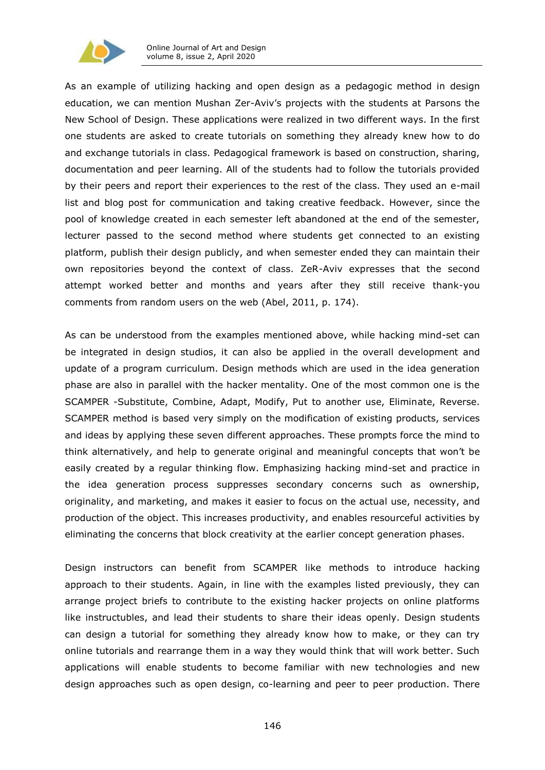As an example of utilizing hacking and open design as a pedagogic method in design education, we can mention Mushan Zer-Aviv's projects with the students at Parsons the New School of Design. These applications were realized in two different ways. In the first one students are asked to create tutorials on something they already knew how to do and exchange tutorials in class. Pedagogical framework is based on construction, sharing, documentation and peer learning. All of the students had to follow the tutorials provided by their peers and report their experiences to the rest of the class. They used an e-mail list and blog post for communication and taking creative feedback. However, since the pool of knowledge created in each semester left abandoned at the end of the semester, lecturer passed to the second method where students get connected to an existing platform, publish their design publicly, and when semester ended they can maintain their own repositories beyond the context of class. ZeR-Aviv expresses that the second attempt worked better and months and years after they still receive thank-you comments from random users on the web (Abel, 2011, p. 174).

As can be understood from the examples mentioned above, while hacking mind-set can be integrated in design studios, it can also be applied in the overall development and update of a program curriculum. Design methods which are used in the idea generation phase are also in parallel with the hacker mentality. One of the most common one is the SCAMPER -Substitute, Combine, Adapt, Modify, Put to another use, Eliminate, Reverse. SCAMPER method is based very simply on the modification of existing products, services and ideas by applying these seven different approaches. These prompts force the mind to think alternatively, and help to generate original and meaningful concepts that won't be easily created by a regular thinking flow. Emphasizing hacking mind-set and practice in the idea generation process suppresses secondary concerns such as ownership, originality, and marketing, and makes it easier to focus on the actual use, necessity, and production of the object. This increases productivity, and enables resourceful activities by eliminating the concerns that block creativity at the earlier concept generation phases.

Design instructors can benefit from SCAMPER like methods to introduce hacking approach to their students. Again, in line with the examples listed previously, they can arrange project briefs to contribute to the existing hacker projects on online platforms like instructubles, and lead their students to share their ideas openly. Design students can design a tutorial for something they already know how to make, or they can try online tutorials and rearrange them in a way they would think that will work better. Such applications will enable students to become familiar with new technologies and new design approaches such as open design, co-learning and peer to peer production. There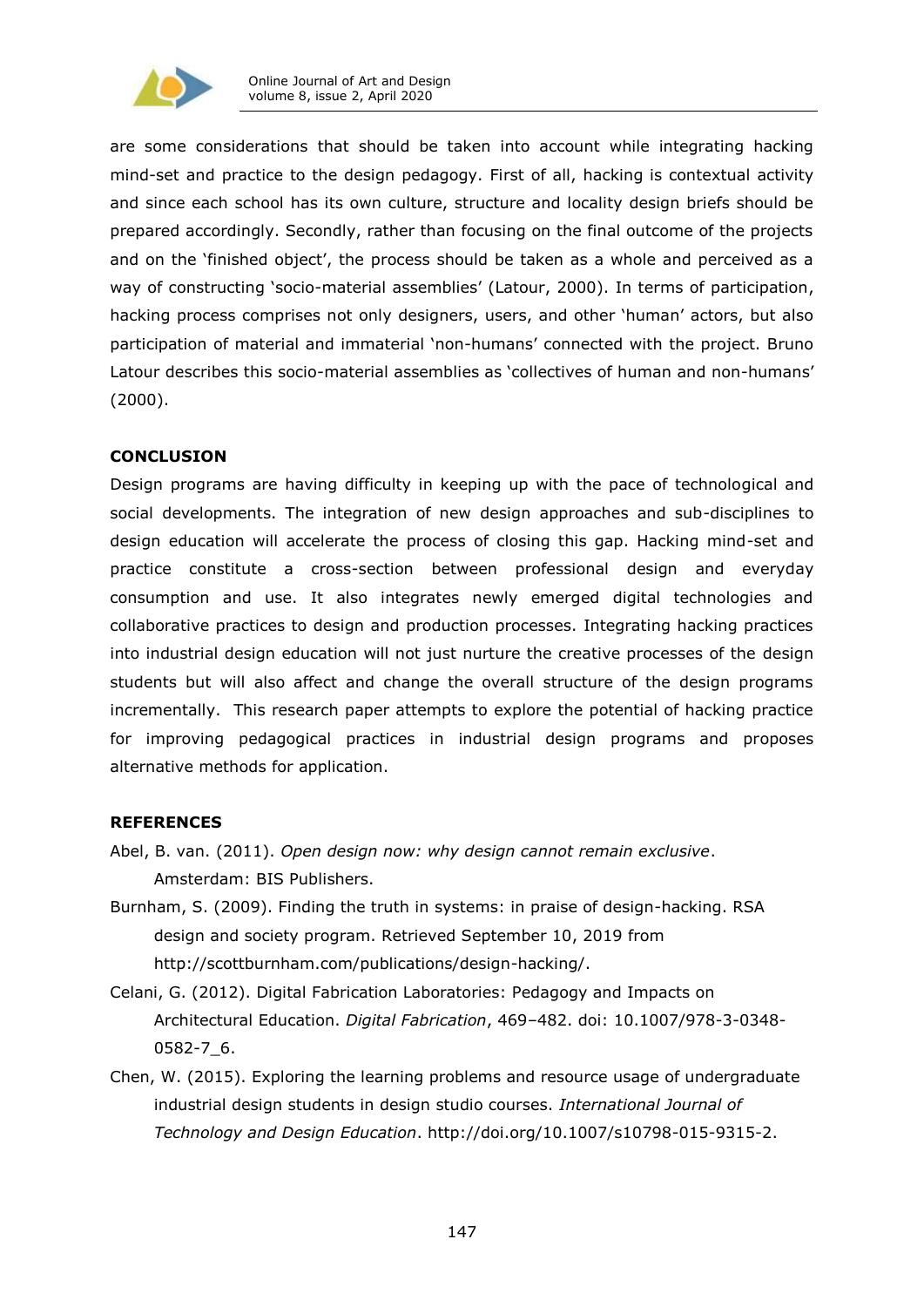are some considerations that should be taken into account while integrating hacking mind-set and practice to the design pedagogy. First of all, hacking is contextual activity and since each school has its own culture, structure and locality design briefs should be prepared accordingly. Secondly, rather than focusing on the final outcome of the projects and on the 'finished object', the process should be taken as a whole and perceived as a way of constructing 'socio-material assemblies' (Latour, 2000). In terms of participation, hacking process comprises not only designers, users, and other 'human' actors, but also participation of material and immaterial 'non-humans' connected with the project. Bruno Latour describes this socio-material assemblies as 'collectives of human and non-humans' (2000).

## CONCLUSION

Design programs are having difficulty in keeping up with the pace of technological and social developments. The integration of new design approaches and sub-disciplines to design education will accelerate the process of closing this gap. Hacking mind-set and practice constitute a cross-section between professional design and everyday consumption and use. It also integrates newly emerged digital technologies and collaborative practices to design and production processes. Integrating hacking practices into industrial design education will not just nurture the creative processes of the design students but will also affect and change the overall structure of the design programs incrementally. This research paper attempts to explore the potential of hacking practice for improving pedagogical practices in industrial design programs and proposes alternative methods for application.

## REFERENCES

Abel, B. van. (2011). *Open design now: why design cannot remain exclusive*. Amsterdam: BIS Publishers.

Burnham, S. (2009). Finding the truth in systems: in praise of design-hacking. RSA design and society program. Retrieved September 10, 2019 from http://scottburnham.com/publications/design-hacking/.

Celani, G. (2012). Digital Fabrication Laboratories: Pedagogy and Impacts on Architectural Education. *Digital Fabrication*, 469–482. doi: 10.1007/978-3-0348-0582-7_6.

Chen, W. (2015). Exploring the learning problems and resource usage of undergraduate industrial design students in design studio courses. *International Journal of Technology and Design Education*. http://doi.org/10.1007/s10798-015-9315-2.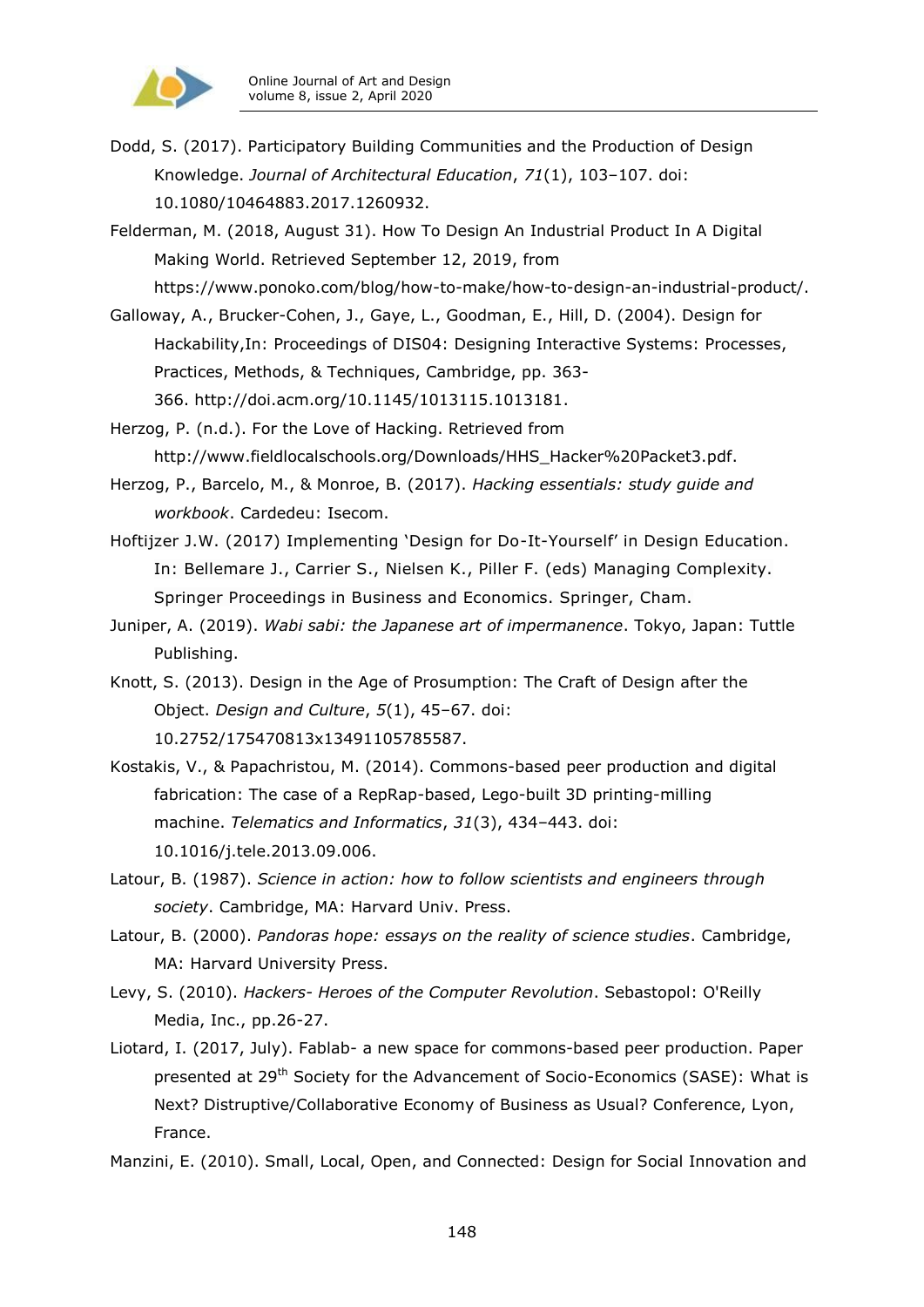Dodd, S. (2017). Participatory Building Communities and the Production of Design Knowledge. *Journal of Architectural Education*, *71*(1), 103–107. doi: 10.1080/10464883.2017.1260932.

Felderman, M. (2018, August 31). How To Design An Industrial Product In A Digital Making World. Retrieved September 12, 2019, from https://www.ponoko.com/blog/how-to-make/how-to-design-an-industrial-product/.

Galloway, A., Brucker-Cohen, J., Gaye, L., Goodman, E., Hill, D. (2004). Design for Hackability,In: Proceedings of DIS04: Designing Interactive Systems: Processes, Practices, Methods, & Techniques, Cambridge, pp. 363-366. http://doi.acm.org/10.1145/1013115.1013181.

Herzog, P. (n.d.). For the Love of Hacking. Retrieved from http://www.fieldlocalschools.org/Downloads/HHS_Hacker%20Packet3.pdf.

Herzog, P., Barcelo, M., & Monroe, B. (2017). *Hacking essentials: study guide and workbook*. Cardedeu: Isecom.

Hoftijzer J.W. (2017) Implementing 'Design for Do-It-Yourself' in Design Education. In: Bellemare J., Carrier S., Nielsen K., Piller F. (eds) Managing Complexity. Springer Proceedings in Business and Economics. Springer, Cham.

Juniper, A. (2019). *Wabi sabi: the Japanese art of impermanence*. Tokyo, Japan: Tuttle Publishing.

Knott, S. (2013). Design in the Age of Prosumption: The Craft of Design after the Object. *Design and Culture*, *5*(1), 45–67. doi: 10.2752/175470813x13491105785587.

Kostakis, V., & Papachristou, M. (2014). Commons-based peer production and digital fabrication: The case of a RepRap-based, Lego-built 3D printing-milling machine. *Telematics and Informatics*, *31*(3), 434–443. doi: 10.1016/j.tele.2013.09.006.

Latour, B. (1987). *Science in action: how to follow scientists and engineers through society*. Cambridge, MA: Harvard Univ. Press.

Latour, B. (2000). *Pandoras hope: essays on the reality of science studies*. Cambridge, MA: Harvard University Press.

Levy, S. (2010). *Hackers- Heroes of the Computer Revolution*. Sebastopol: O'Reilly Media, Inc., pp.26-27.

Liotard, I. (2017, July). Fablab- a new space for commons-based peer production. Paper presented at 29th Society for the Advancement of Socio-Economics (SASE): What is Next? Distruptive/Collaborative Economy of Business as Usual? Conference, Lyon, France.

Manzini, E. (2010). Small, Local, Open, and Connected: Design for Social Innovation and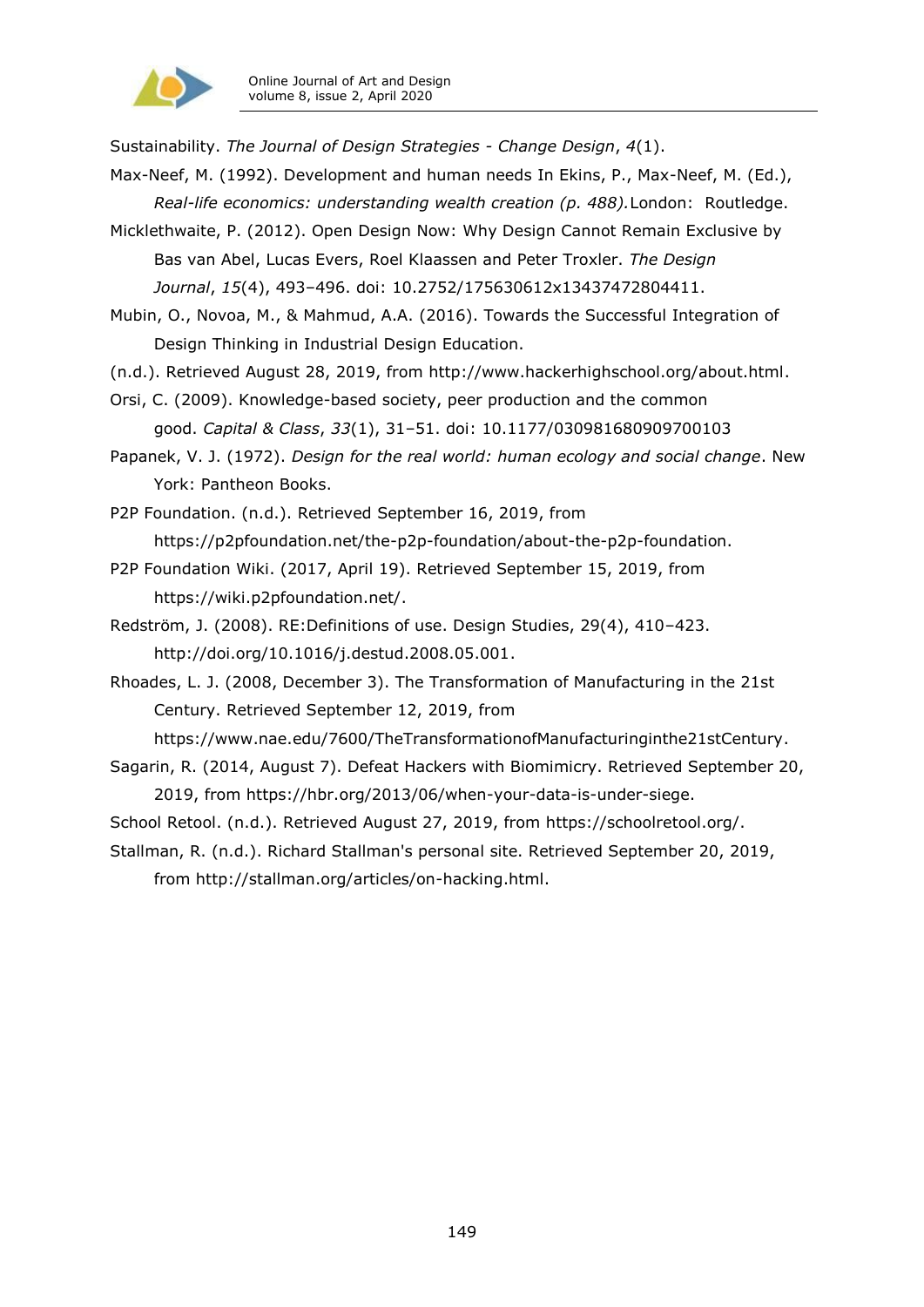Sustainability. *The Journal of Design Strategies - Change Design*, *4*(1).

Max-Neef, M. (1992). Development and human needs In Ekins, P., Max-Neef, M. (Ed.), *Real-life economics: understanding wealth creation (p. 488).* London: Routledge.

Micklethwaite, P. (2012). Open Design Now: Why Design Cannot Remain Exclusive by Bas van Abel, Lucas Evers, Roel Klaassen and Peter Troxler. *The Design Journal*, *15*(4), 493–496. doi: 10.2752/175630612x13437472804411.

Mubin, O., Novoa, M., & Mahmud, A.A. (2016). Towards the Successful Integration of Design Thinking in Industrial Design Education.

(n.d.). Retrieved August 28, 2019, from http://www.hackerhighschool.org/about.html.

Orsi, C. (2009). Knowledge-based society, peer production and the common good. *Capital & Class*, *33*(1), 31–51. doi: 10.1177/030981680909700103

Papanek, V. J. (1972). *Design for the real world: human ecology and social change*. New York: Pantheon Books.

P2P Foundation. (n.d.). Retrieved September 16, 2019, from https://p2pfoundation.net/the-p2p-foundation/about-the-p2p-foundation.

P2P Foundation Wiki. (2017, April 19). Retrieved September 15, 2019, from https://wiki.p2pfoundation.net/.

Redström, J. (2008). RE:Definitions of use. Design Studies, 29(4), 410–423. http://doi.org/10.1016/j.destud.2008.05.001.

Rhoades, L. J. (2008, December 3). The Transformation of Manufacturing in the 21st Century. Retrieved September 12, 2019, from https://www.nae.edu/7600/TheTransformationofManufacturinginthe21stCentury.

Sagarin, R. (2014, August 7). Defeat Hackers with Biomimicry. Retrieved September 20, 2019, from https://hbr.org/2013/06/when-your-data-is-under-siege.

School Retool. (n.d.). Retrieved August 27, 2019, from https://schoolretool.org/.

Stallman, R. (n.d.). Richard Stallman's personal site. Retrieved September 20, 2019, from http://stallman.org/articles/on-hacking.html.